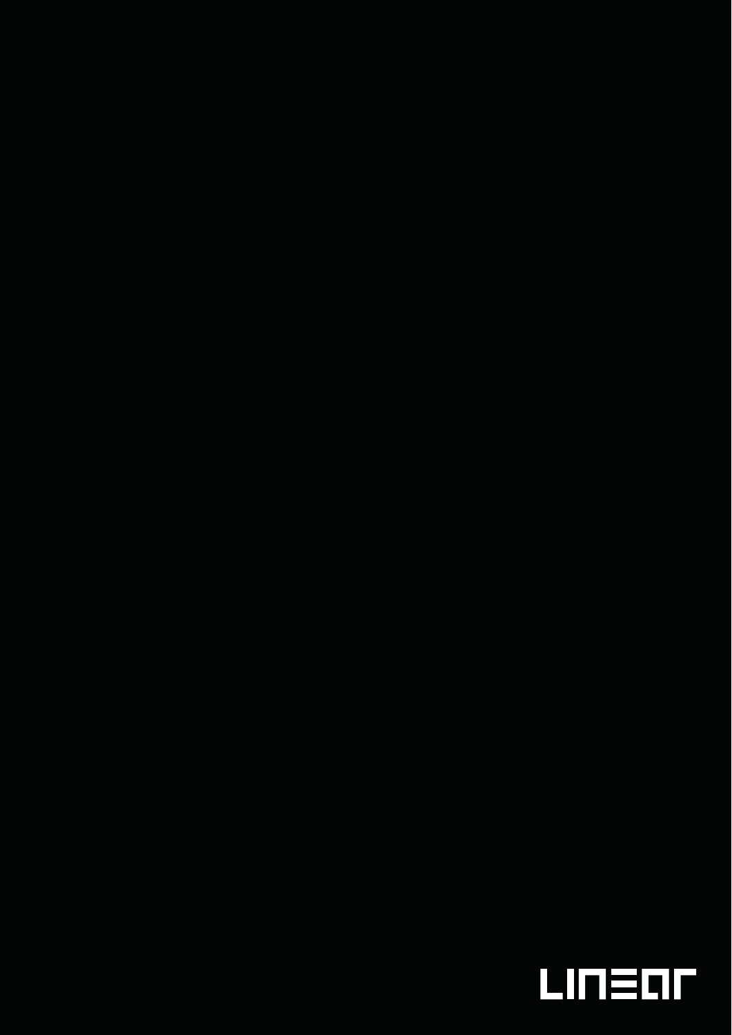LINEAR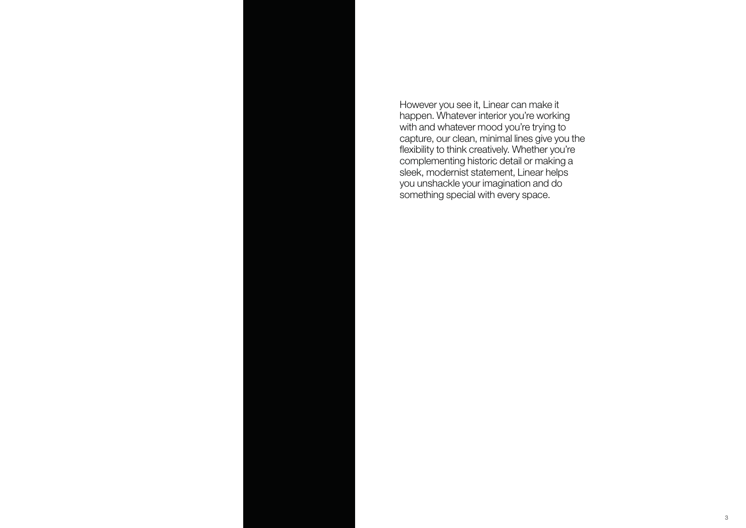However you see it, Linear can make it happen. Whatever interior you're working with and whatever mood you're trying to capture, our clean, minimal lines give you the flexibility to think creatively. Whether you're complementing historic detail or making a sleek, modernist statement, Linear helps you unshackle your imagination and do something special with every space.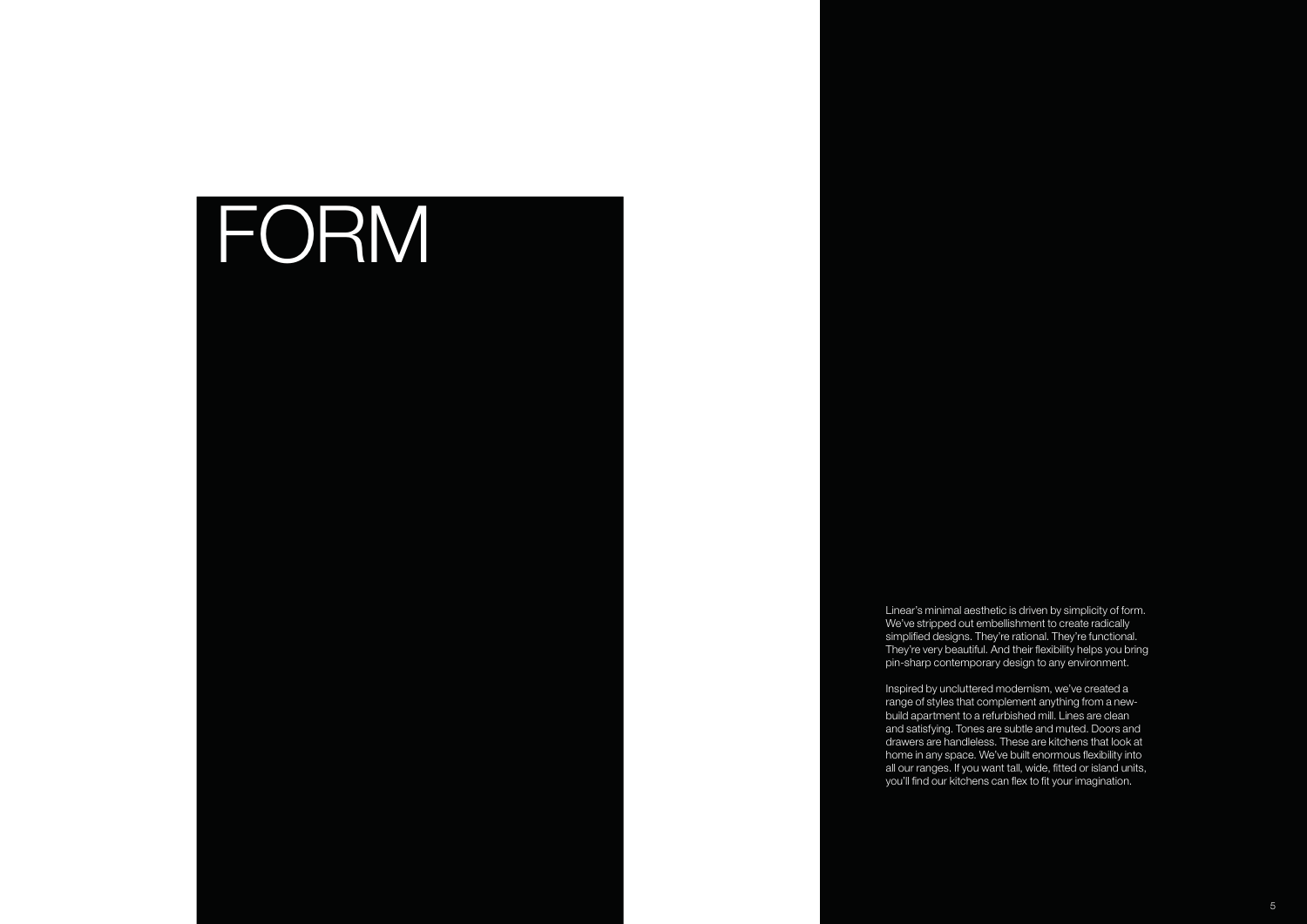# FORM

Linear's minimal aesthetic is driven by simplicity of form. We've stripped out embellishment to create radically simplified designs. They're rational. They're functional. They're very beautiful. And their flexibility helps you bring pin-sharp contemporary design to any environment.

Inspired by uncluttered modernism, we've created a range of styles that complement anything from a new-build apartment to a refurbished mill. Lines are clean and satisfying. Tones are subtle and muted. Doors and drawers are handleless. These are kitchens that look at home in any space. We've built enormous flexibility into all our ranges. If you want tall, wide, fitted or island units, you'll find our kitchens can flex to fit your imagination.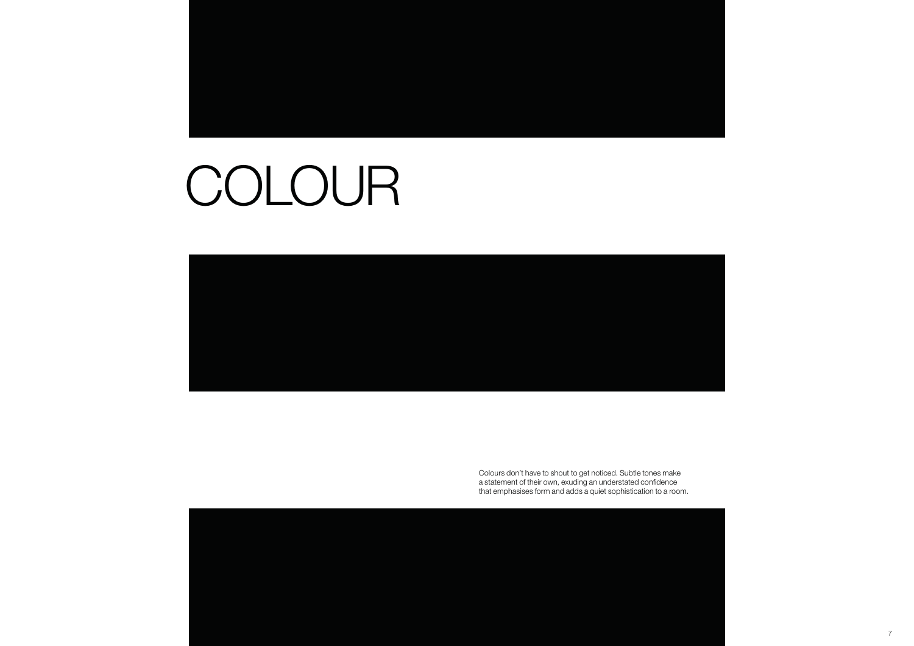# COLOUR

Colours don't have to shout to get noticed. Subtle tones make a statement of their own, exuding an understated confidence that emphasises form and adds a quiet sophistication to a room.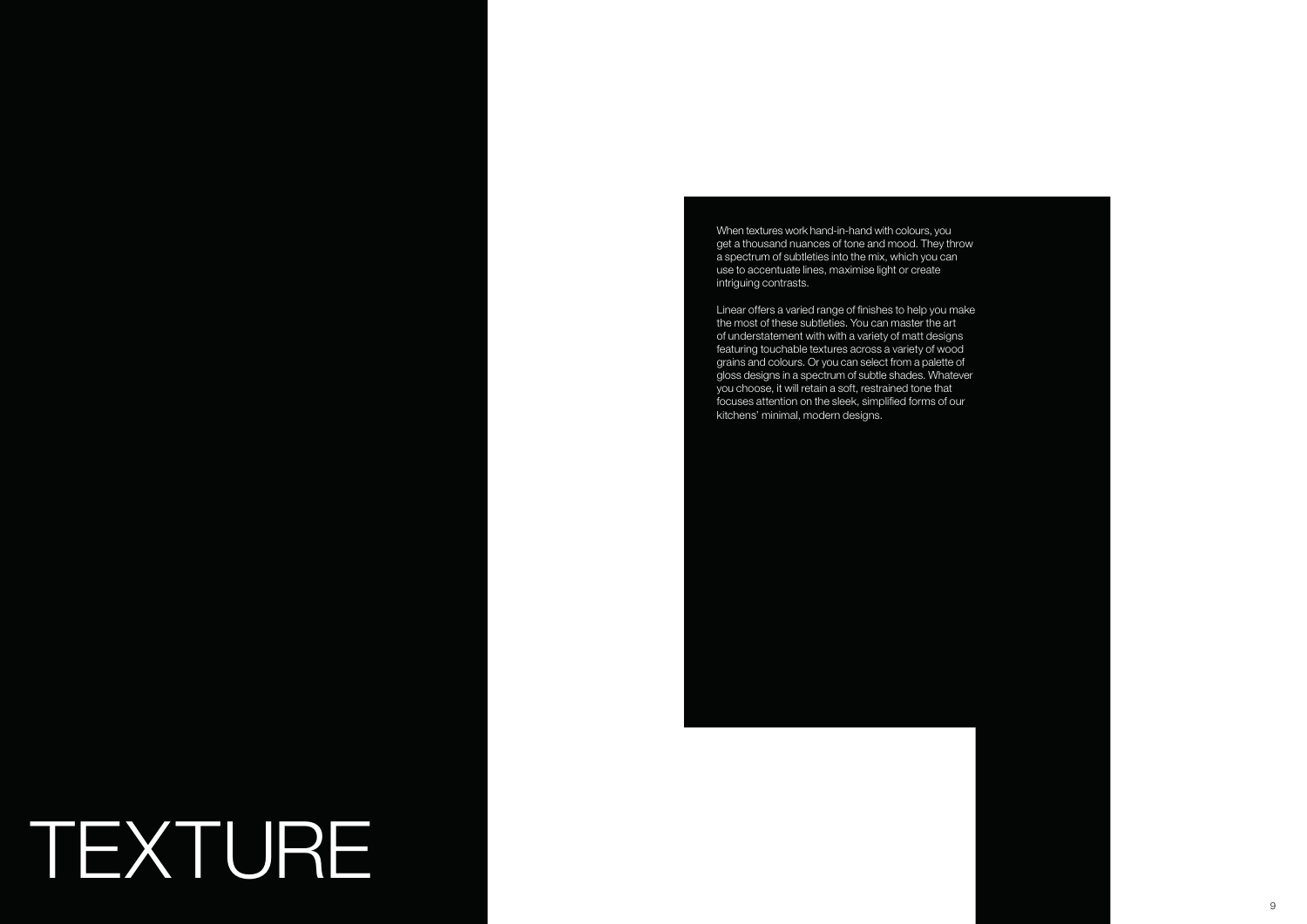# TEXTURE

When textures work hand-in-hand with colours, you get a thousand nuances of tone and mood. They throw a spectrum of subtleties into the mix, which you can use to accentuate lines, maximise light or create intriguing contrasts.

Linear offers a varied range of finishes to help you make the most of these subtleties. You can master the art of understatement with with a variety of matt designs featuring touchable textures across a variety of wood grains and colours. Or you can select from a palette of gloss designs in a spectrum of subtle shades. Whatever you choose, it will retain a soft, restrained tone that focuses attention on the sleek, simplified forms of our kitchens' minimal, modern designs.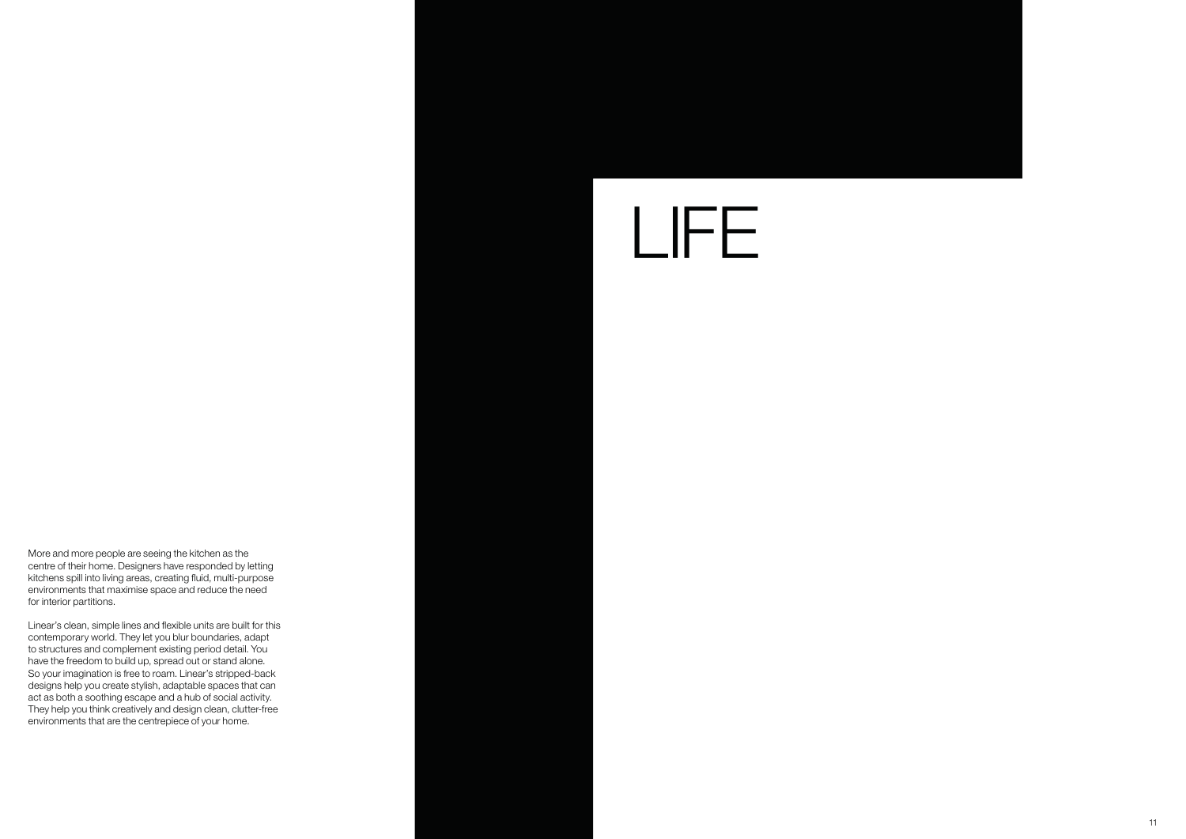# LIFE

More and more people are seeing the kitchen as the centre of their home. Designers have responded by letting kitchens spill into living areas, creating fluid, multi-purpose environments that maximise space and reduce the need for interior partitions.

Linear's clean, simple lines and flexible units are built for this contemporary world. They let you blur boundaries, adapt to structures and complement existing period detail. You have the freedom to build up, spread out or stand alone. So your imagination is free to roam. Linear's stripped-back designs help you create stylish, adaptable spaces that can act as both a soothing escape and a hub of social activity. They help you think creatively and design clean, clutter-free environments that are the centrepiece of your home.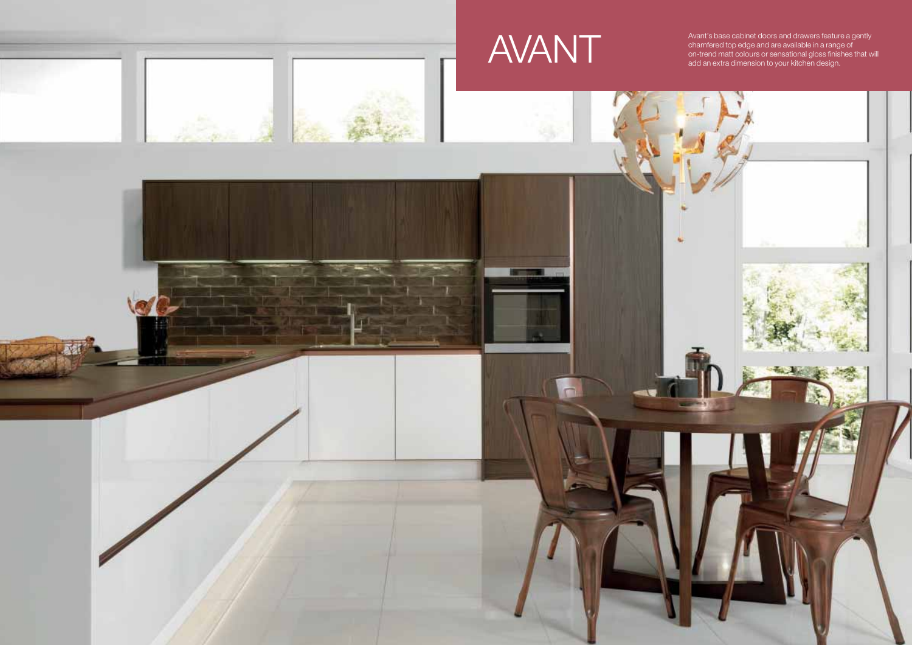# AVANT

Avant's base cabinet doors and drawers feature a gently chamfered top edge and are available in a range of on-trend matt colours or sensational gloss finishes that will add an extra dimension to your kitchen design.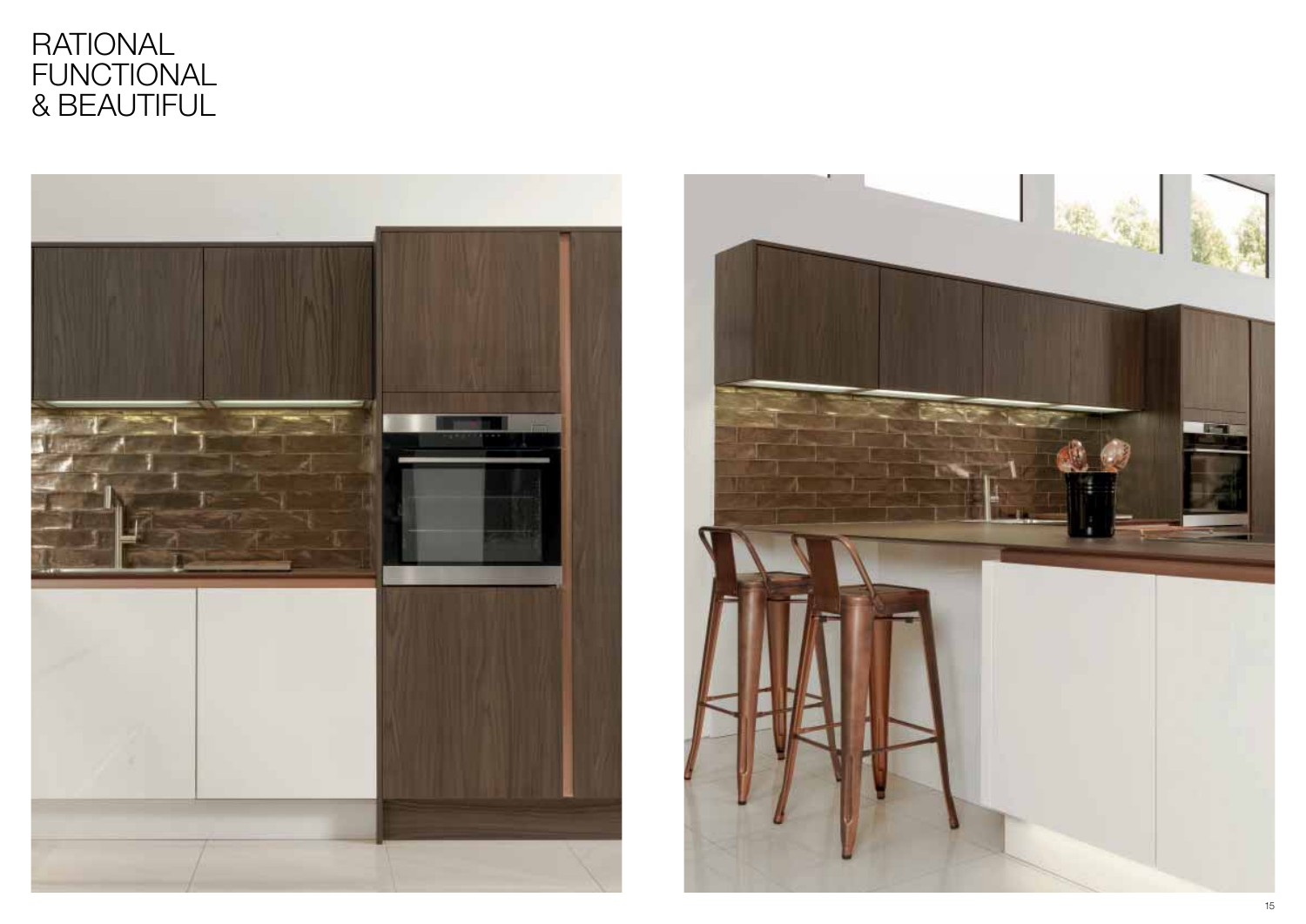# RATIONAL FUNCTIONAL & BEAUTIFUL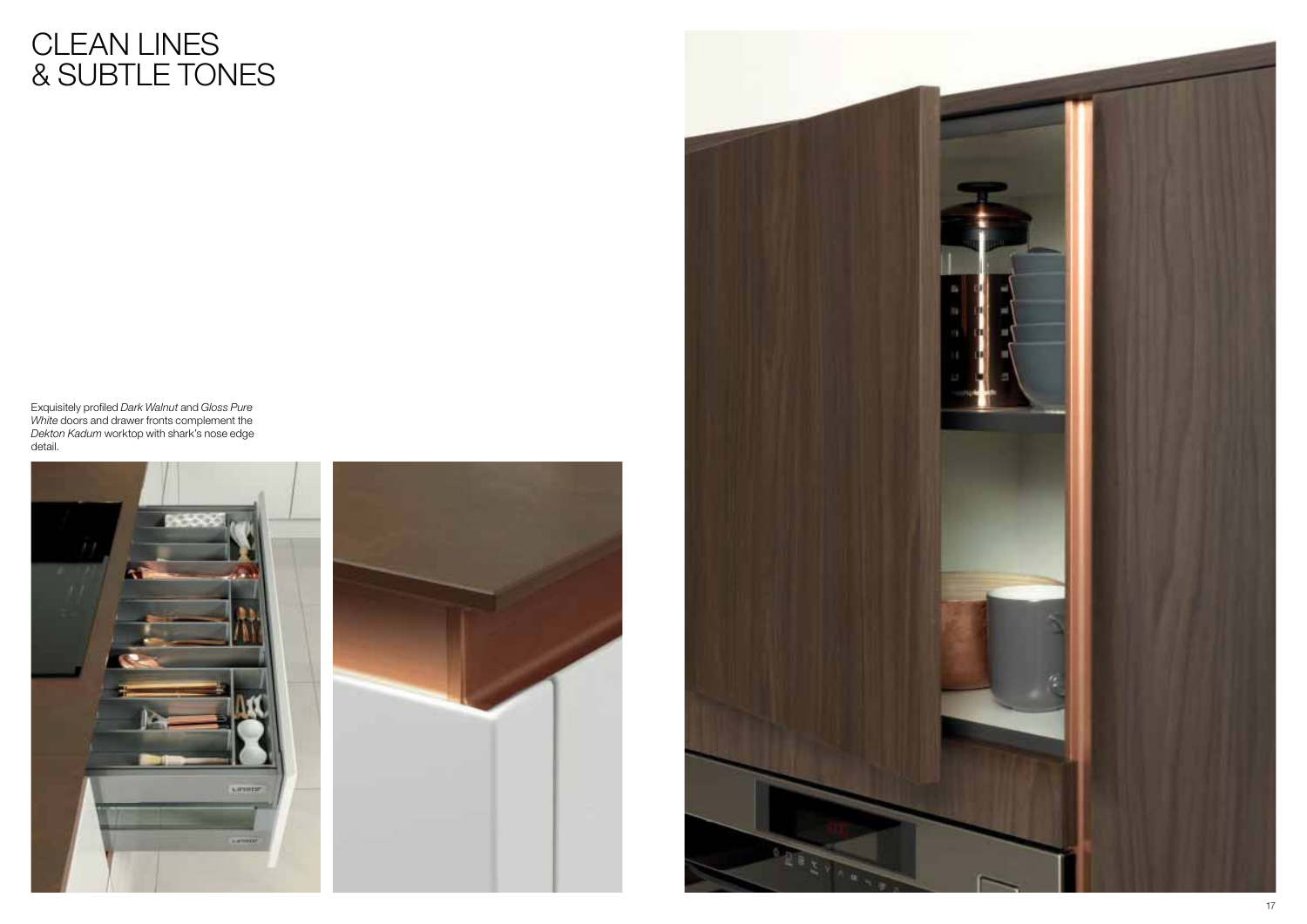# CLEAN LINES & SUBTLE TONES

Exquisitely profiled *Dark Walnut* and *Gloss Pure White* doors and drawer fronts complement the *Dekton Kadum* worktop with shark's nose edge detail.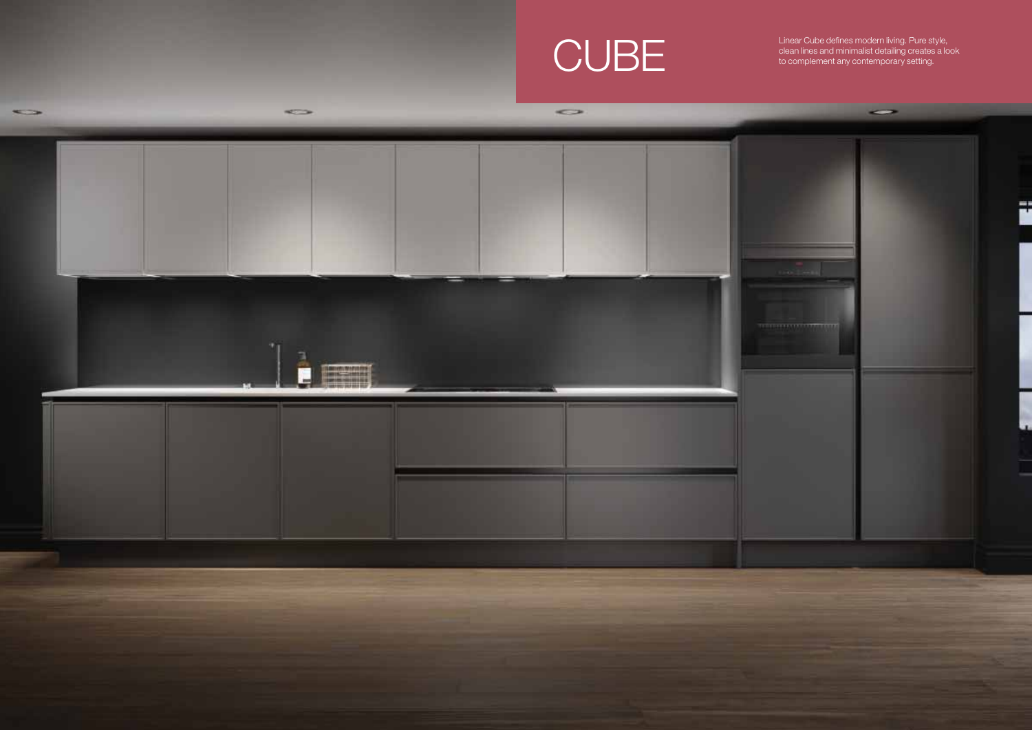# CUBE

Linear Cube defines modern living. Pure style, clean lines and minimalist detailing creates a look to complement any contemporary setting.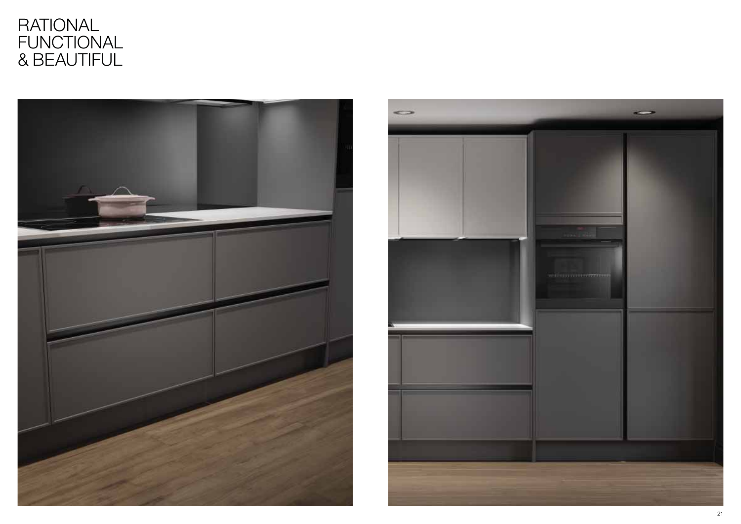# RATIONAL FUNCTIONAL & BEAUTIFUL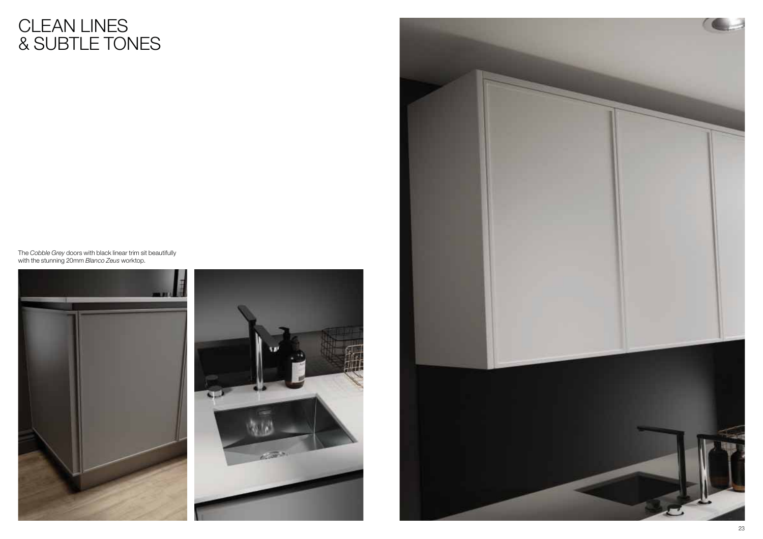# CLEAN LINES & SUBTLE TONES

The *Cobble Grey* doors with black linear trim sit beautifully with the stunning 20mm *Blanco Zeus* worktop.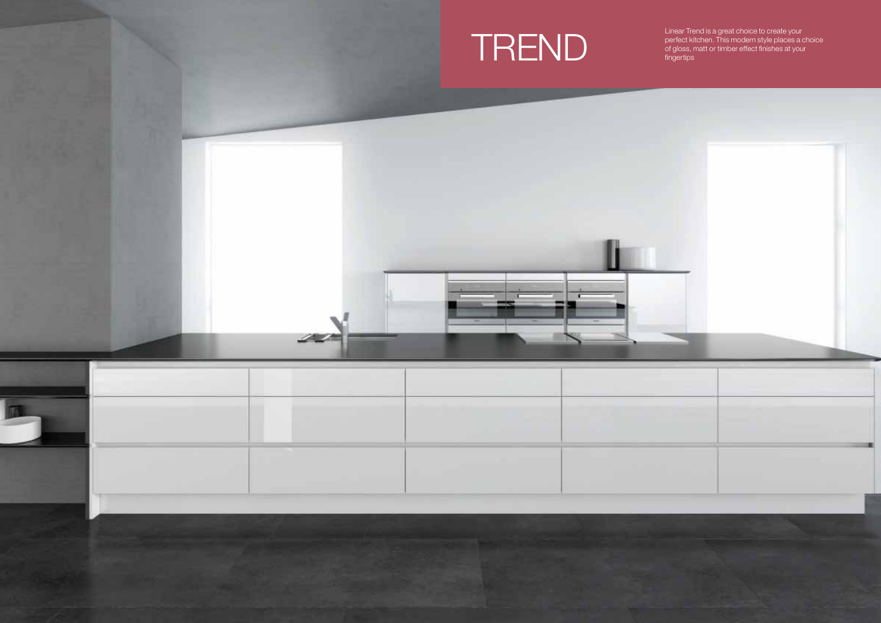# TREND

Linear Trend is a great choice to create your perfect kitchen. This modern style places a choice of gloss, matt or timber effect finishes at your fingertips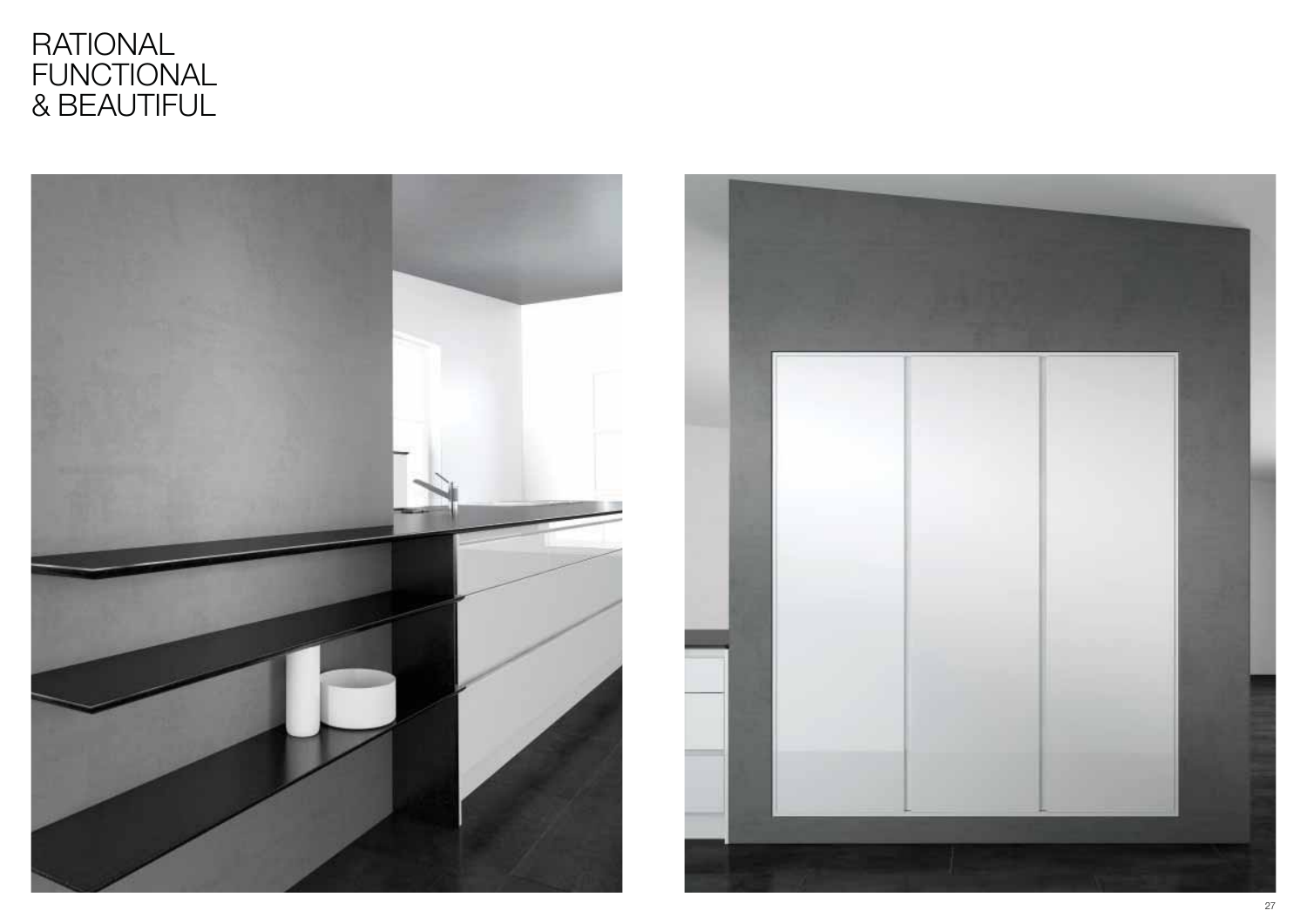# RATIONAL FUNCTIONAL & BEAUTIFUL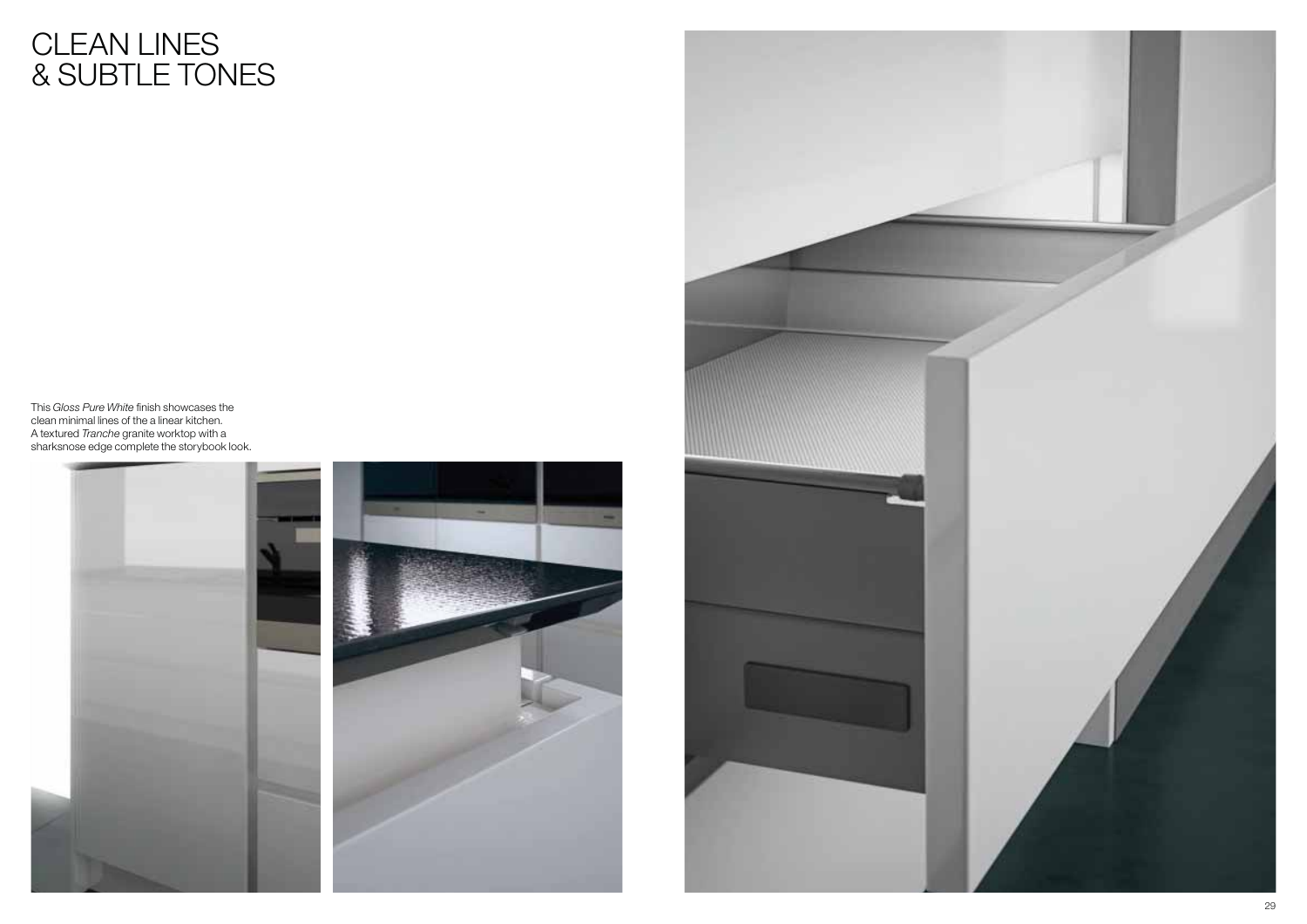# CLEAN LINES & SUBTLE TONES

This *Gloss Pure White* finish showcases the clean minimal lines of the a linear kitchen. A textured *Tranche* granite worktop with a sharksnose edge complete the storybook look.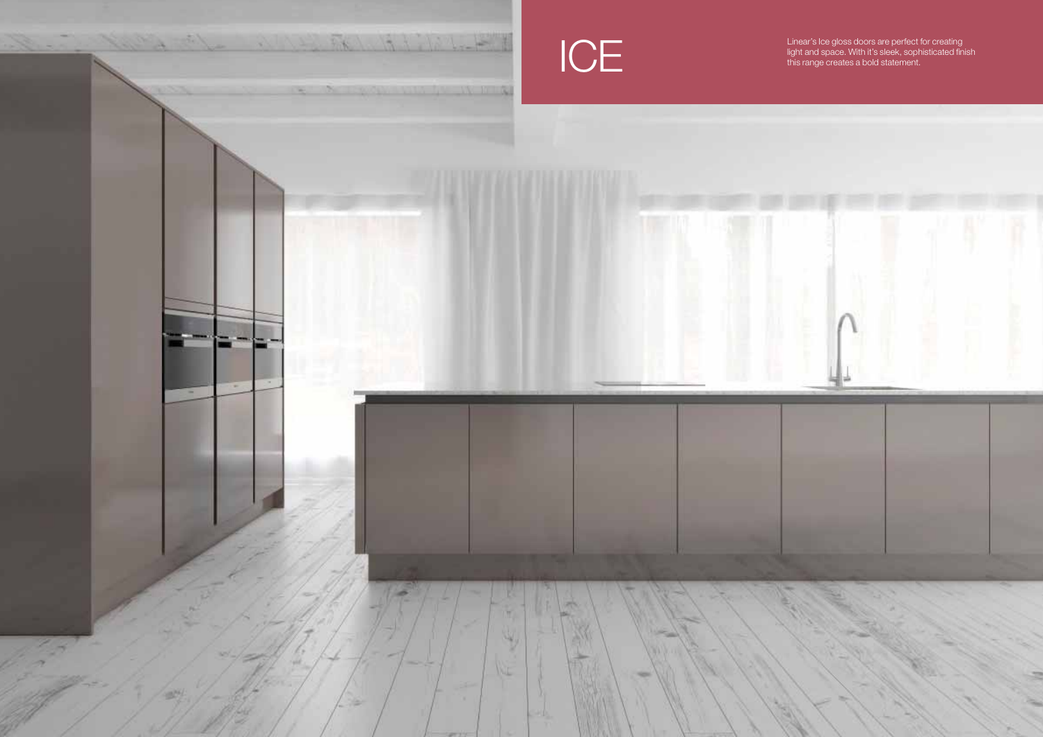# ICE

Linear's Ice gloss doors are perfect for creating light and space. With it's sleek, sophisticated finish this range creates a bold statement.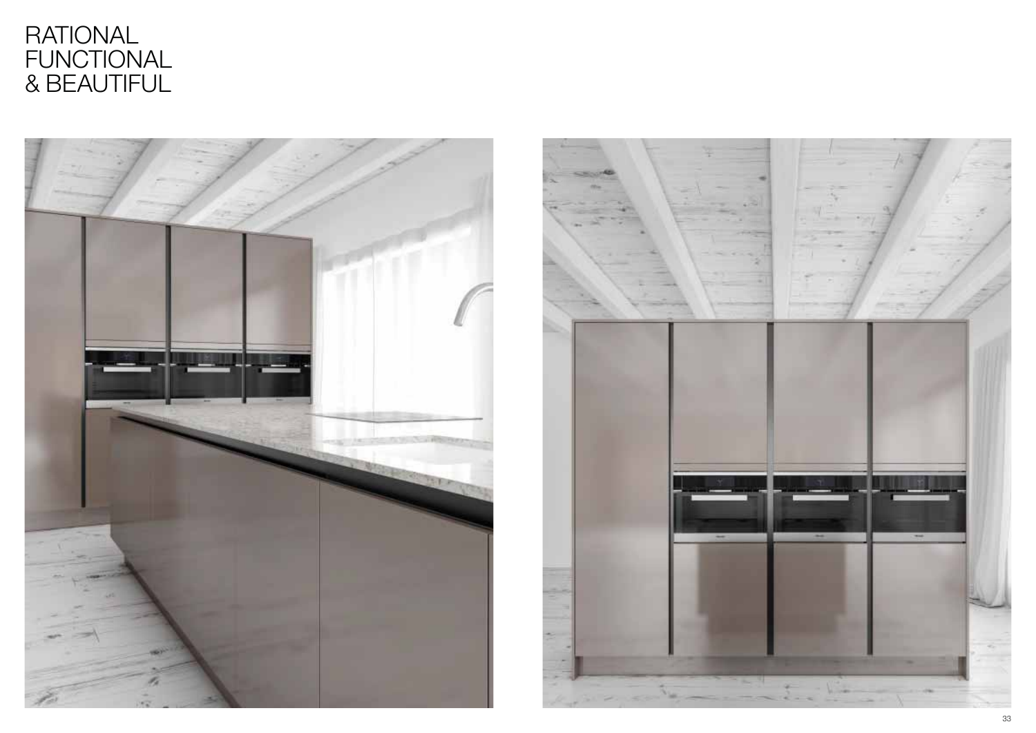# RATIONAL FUNCTIONAL & BEAUTIFUL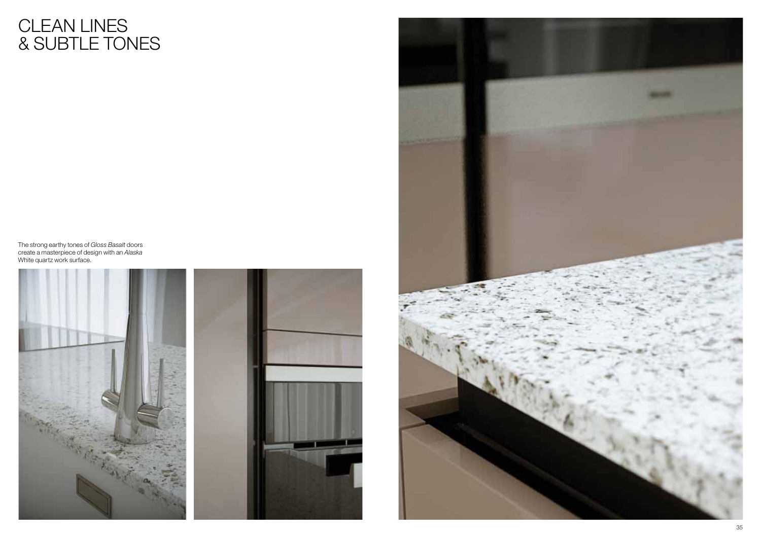# CLEAN LINES & SUBTLE TONES

The strong earthy tones of *Gloss Basalt* doors create a masterpiece of design with an *Alaska* White quartz work surface.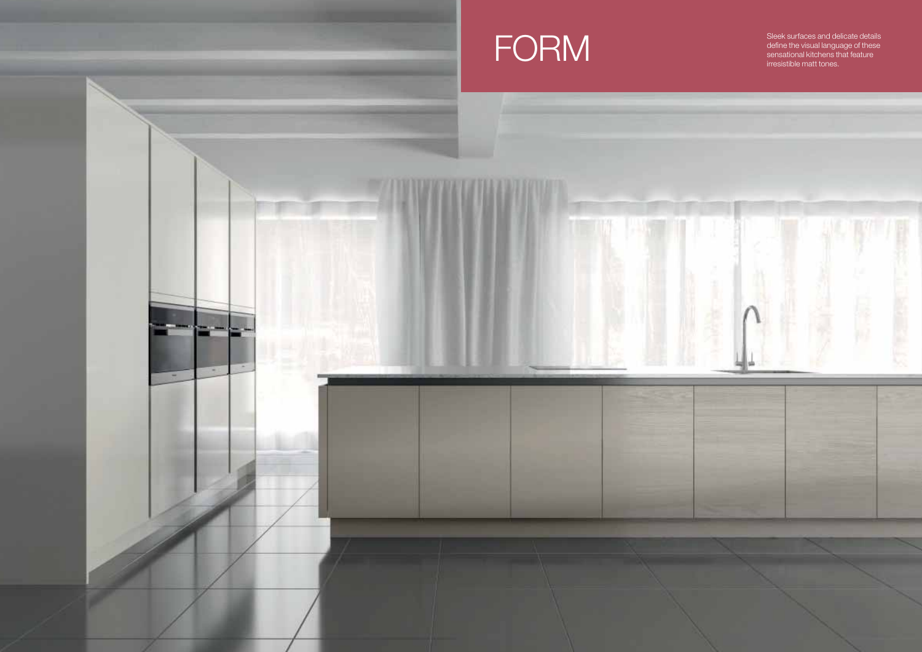# FORM

Sleek surfaces and delicate details define the visual language of these sensational kitchens that feature irresistible matt tones.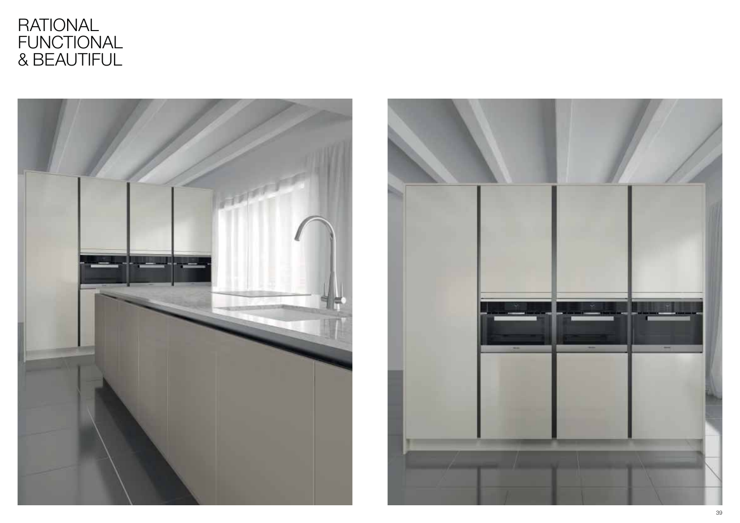# RATIONAL FUNCTIONAL & BEAUTIFUL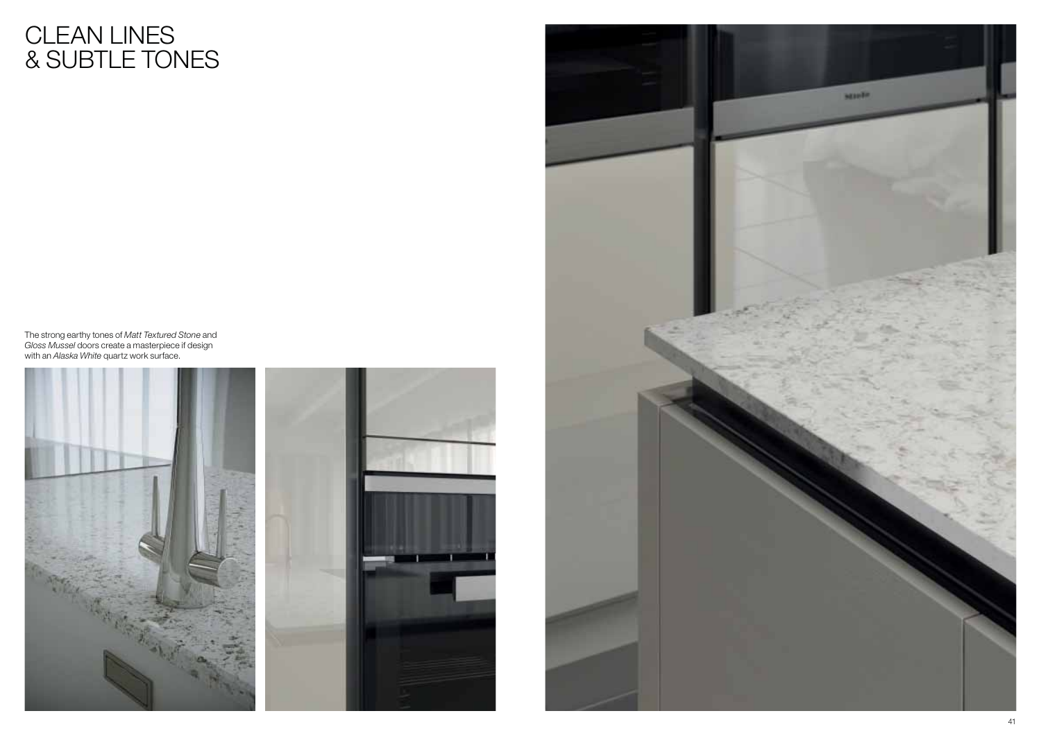# CLEAN LINES & SUBTLE TONES

The strong earthy tones of *Matt Textured Stone* and *Gloss Mussel* doors create a masterpiece if design with an *Alaska White* quartz work surface.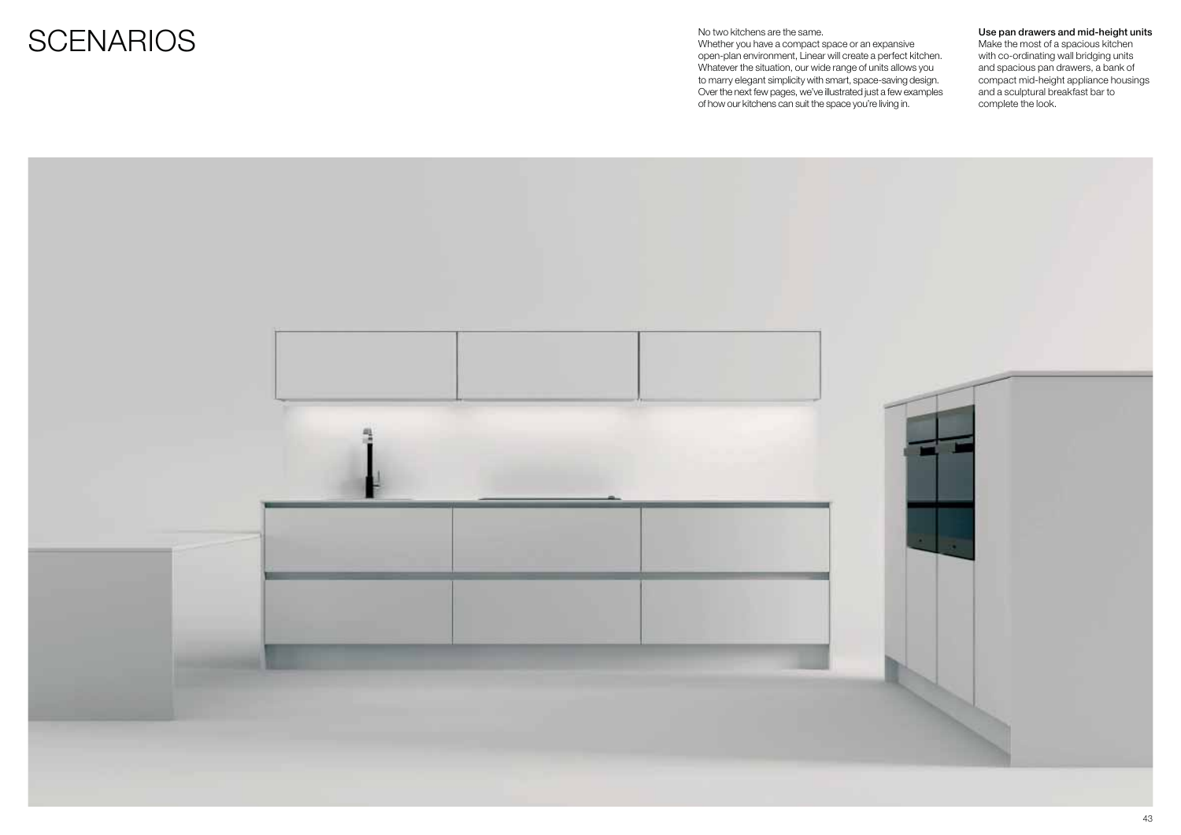# SCENARIOS

No two kitchens are the same.
Whether you have a compact space or an expansive open-plan environment, Linear will create a perfect kitchen. Whatever the situation, our wide range of units allows you to marry elegant simplicity with smart, space-saving design. Over the next few pages, we've illustrated just a few examples of how our kitchens can suit the space you're living in.

**Use pan drawers and mid-height units**
Make the most of a spacious kitchen with co-ordinating wall bridging units and spacious pan drawers, a bank of compact mid-height appliance housings and a sculptural breakfast bar to complete the look.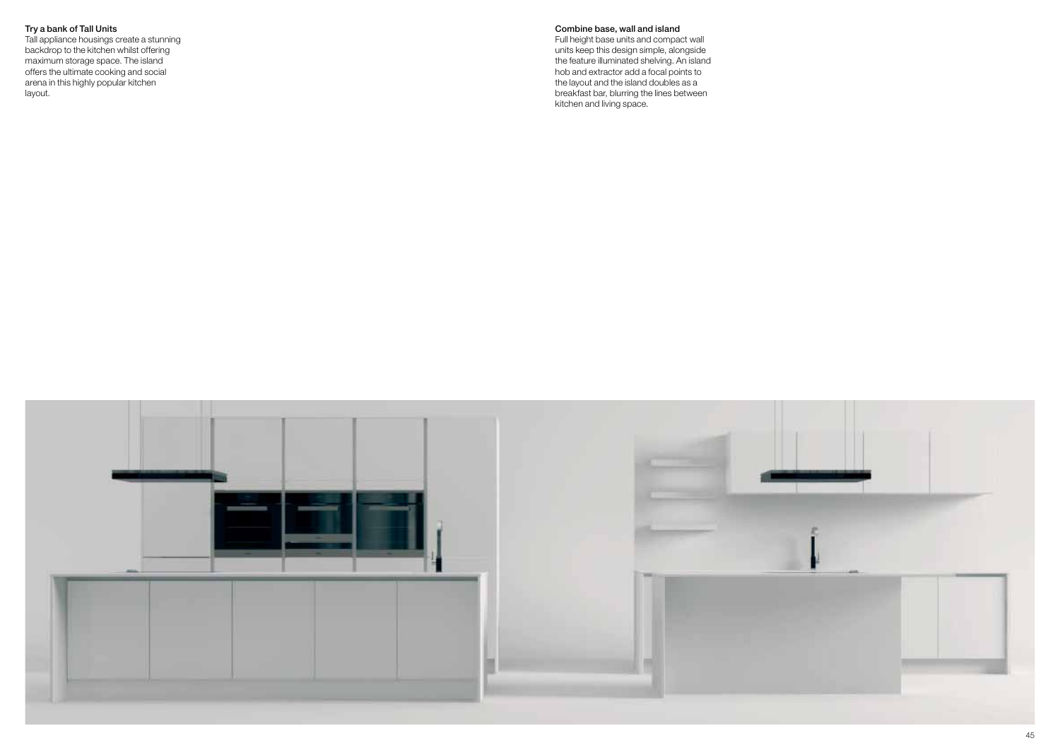### Try a bank of Tall Units

Tall appliance housings create a stunning backdrop to the kitchen whilst offering maximum storage space. The island offers the ultimate cooking and social arena in this highly popular kitchen layout.

### Combine base, wall and island

Full height base units and compact wall units keep this design simple, alongside the feature illuminated shelving. An island hob and extractor add a focal points to the layout and the island doubles as a breakfast bar, blurring the lines between kitchen and living space.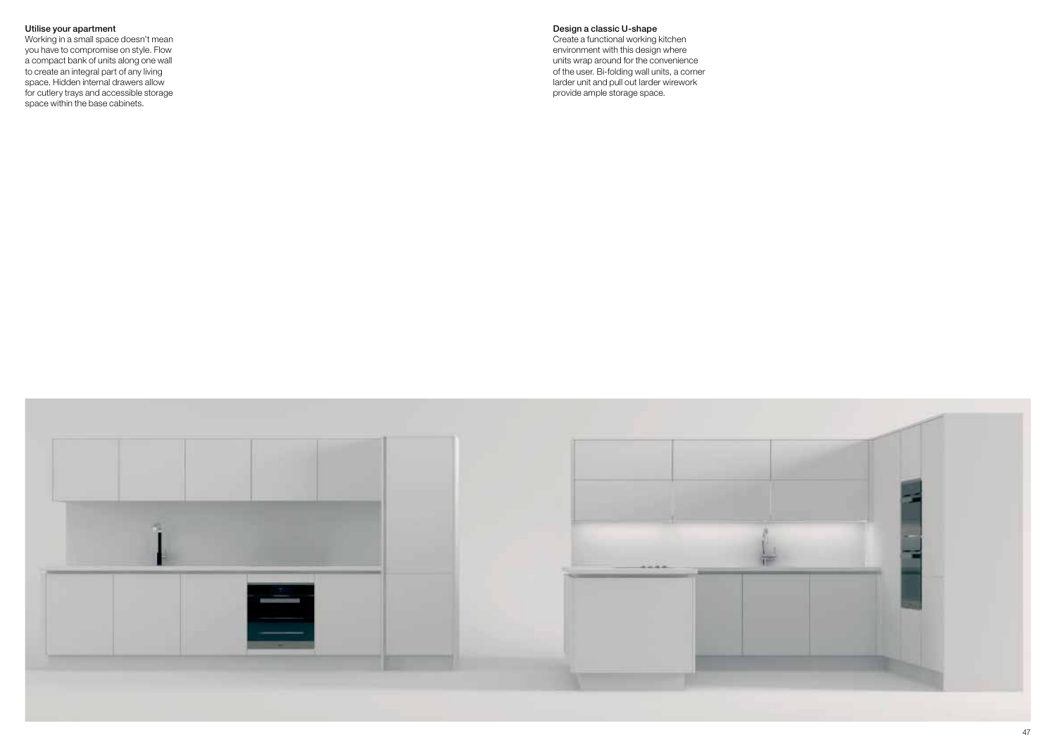### Utilise your apartment

Working in a small space doesn't mean you have to compromise on style. Flow a compact bank of units along one wall to create an integral part of any living space. Hidden internal drawers allow for cutlery trays and accessible storage space within the base cabinets.

### Design a classic U-shape

Create a functional working kitchen environment with this design where units wrap around for the convenience of the user. Bi-folding wall units, a corner larder unit and pull out larder wirework provide ample storage space.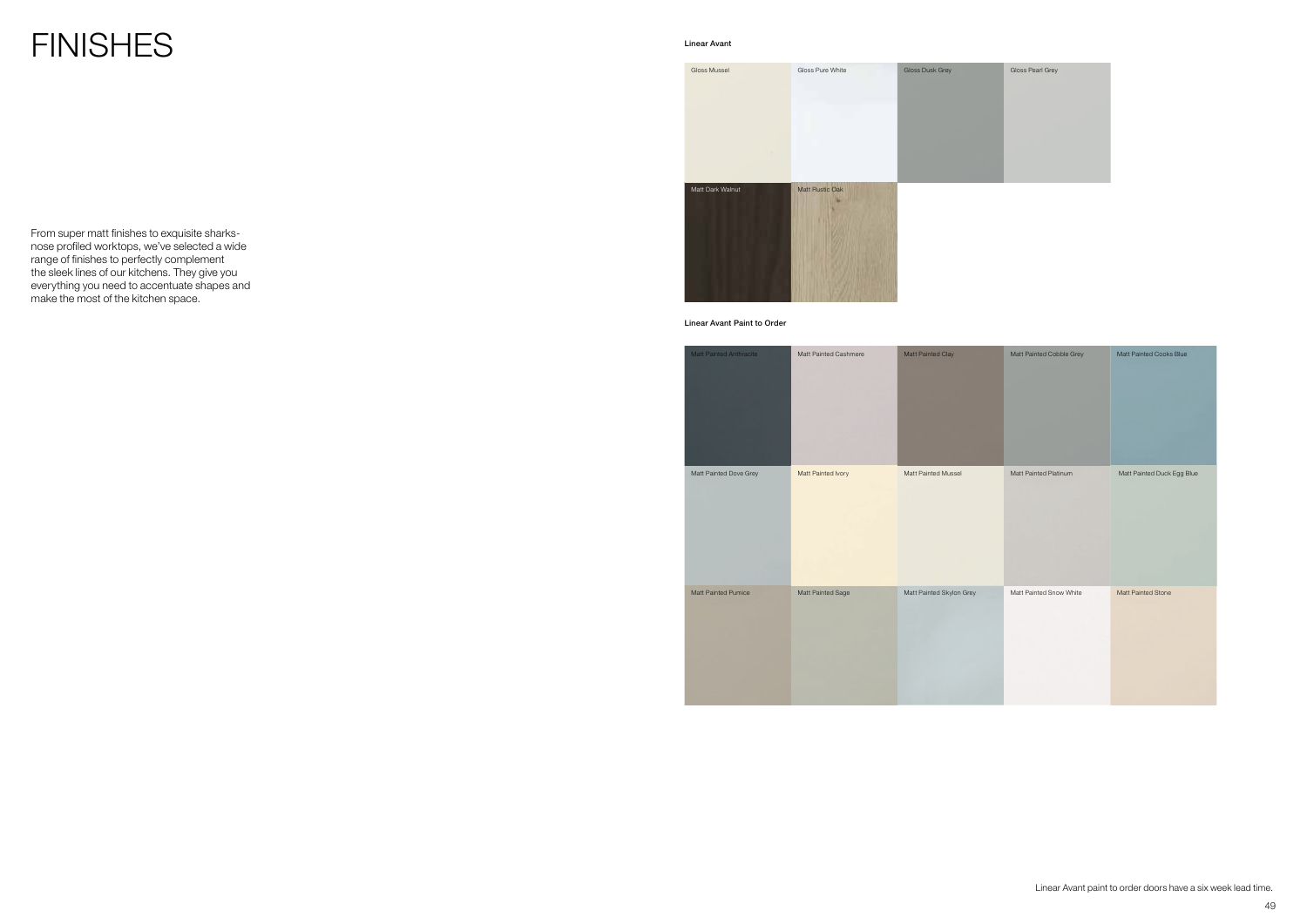# FINISHES

From super matt finishes to exquisite sharks-nose profiled worktops, we've selected a wide range of finishes to perfectly complement the sleek lines of our kitchens. They give you everything you need to accentuate shapes and make the most of the kitchen space.

**Linear Avant**

Gloss Mussel

Gloss Pure White

Gloss Dusk Grey

Gloss Pearl Grey

Matt Dark Walnut

Matt Rustic Oak

**Linear Avant Paint to Order**

Matt Painted Anthracite

Matt Painted Cashmere

Matt Painted Clay

Matt Painted Cobble Grey

Matt Painted Cooks Blue

Matt Painted Dove Grey

Matt Painted Ivory

Matt Painted Mussel

Matt Painted Platinum

Matt Painted Duck Egg Blue

Matt Painted Pumice

Matt Painted Sage

Matt Painted Skylon Grey

Matt Painted Snow White

Matt Painted Stone

Linear Avant paint to order doors have a six week lead time.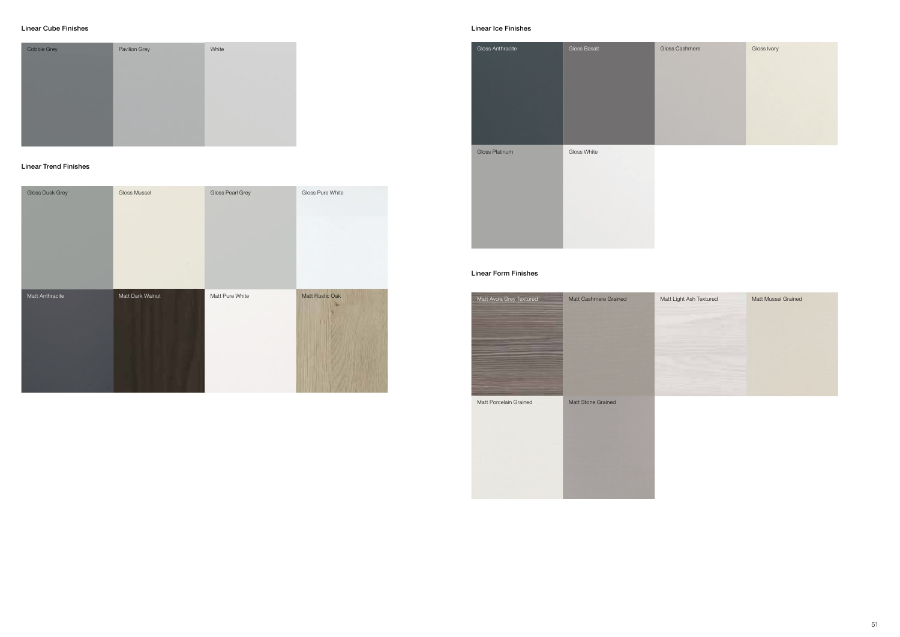## Linear Cube Finishes

| Cobble Grey | Pavilion Grey | White |
|---|---|---|

## Linear Trend Finishes

| Gloss Dusk Grey | Gloss Mussel | Gloss Pearl Grey | Gloss Pure White |
|---|---|---|---|
| Matt Anthracite | Matt Dark Walnut | Matt Pure White | Matt Rustic Oak |

## Linear Ice Finishes

| Gloss Anthracite | Gloss Basalt | Gloss Cashmere | Gloss Ivory |
|---|---|---|---|
| Gloss Platinum | Gloss White | | |

## Linear Form Finishes

| Matt Avola Grey Textured | Matt Cashmere Grained | Matt Light Ash Textured | Matt Mussel Grained |
|---|---|---|---|
| Matt Porcelain Grained | Matt Stone Grained | | |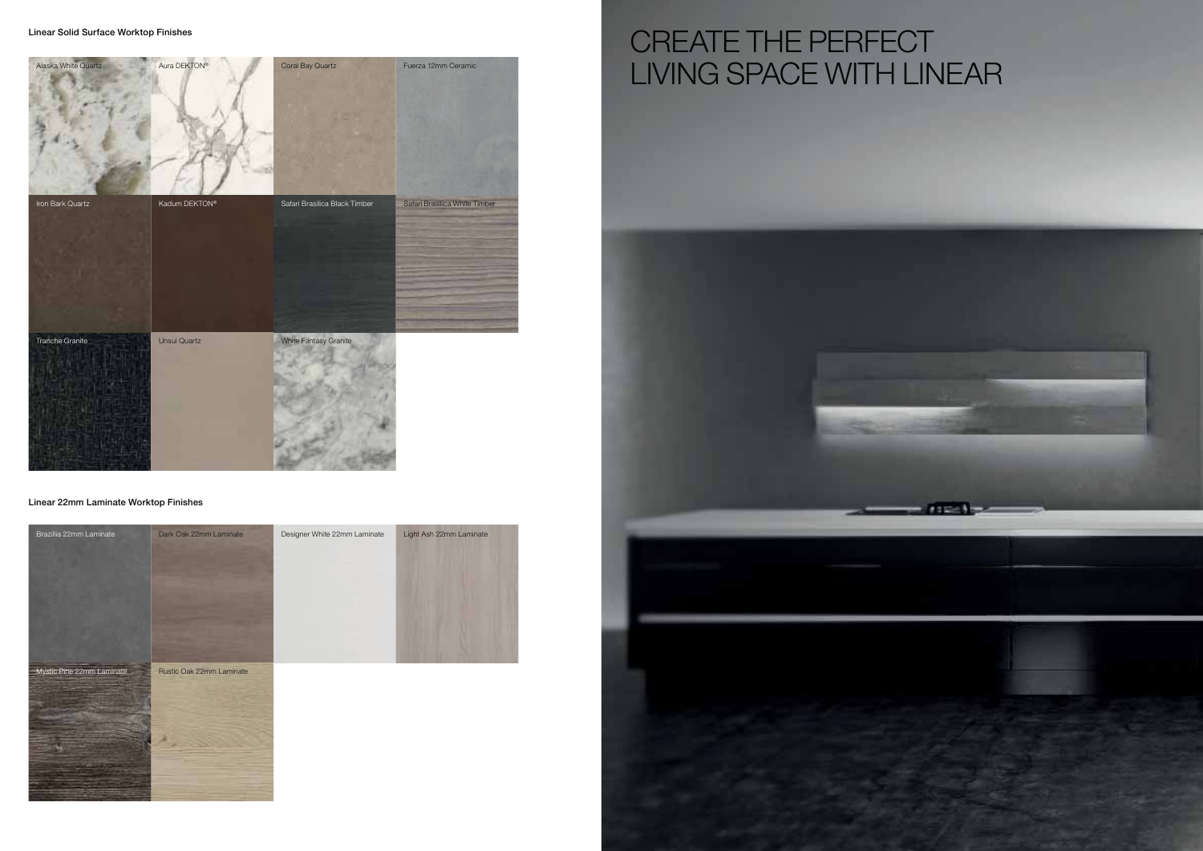## Linear Solid Surface Worktop Finishes

- Alaska White Quartz
- Aura DEKTON®
- Coral Bay Quartz
- Fuerza 12mm Ceramic
- Iron Bark Quartz
- Kadum DEKTON®
- Safari Brasilica Black Timber
- Safari Brasilica White Timber
- Tranche Granite
- Unsui Quartz
- White Fantasy Granite

## Linear 22mm Laminate Worktop Finishes

- Brazillia 22mm Laminate
- Dark Oak 22mm Laminate
- Designer White 22mm Laminate
- Light Ash 22mm Laminate
- Mystic Pine 22mm Laminate
- Rustic Oak 22mm Laminate

# CREATE THE PERFECT LIVING SPACE WITH LINEAR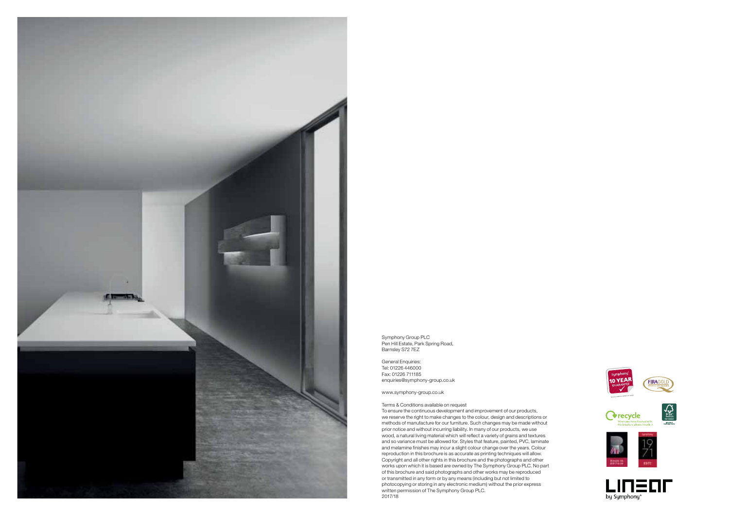Symphony Group PLC
Pen Hill Estate, Park Spring Road,
Barnsley S72 7EZ

General Enquiries:
Tel: 01226 446000
Fax: 01226 711185
enquiries@symphony-group.co.uk

www.symphony-group.co.uk

Terms & Conditions available on request
To ensure the continuous development and improvement of our products, we reserve the right to make changes to the colour, design and descriptions or methods of manufacture for our furniture. Such changes may be made without prior notice and without incurring liability. In many of our products, we use wood, a natural living material which will reflect a variety of grains and textures and so variance must be allowed for. Styles that feature, painted, PVC, laminate and melamine finishes may incur a slight colour change over the years. Colour reproduction in this brochure is as accurate as printing techniques will allow. Copyright and all other rights in this brochure and the photographs and other works upon which it is based are owned by The Symphony Group PLC. No part of this brochure and said photographs and other works may be reproduced or transmitted in any form or by any means (including but not limited to photocopying or storing in any electronic medium) without the prior express written permission of The Symphony Group PLC.
2017/18

LINEAR
by Symphony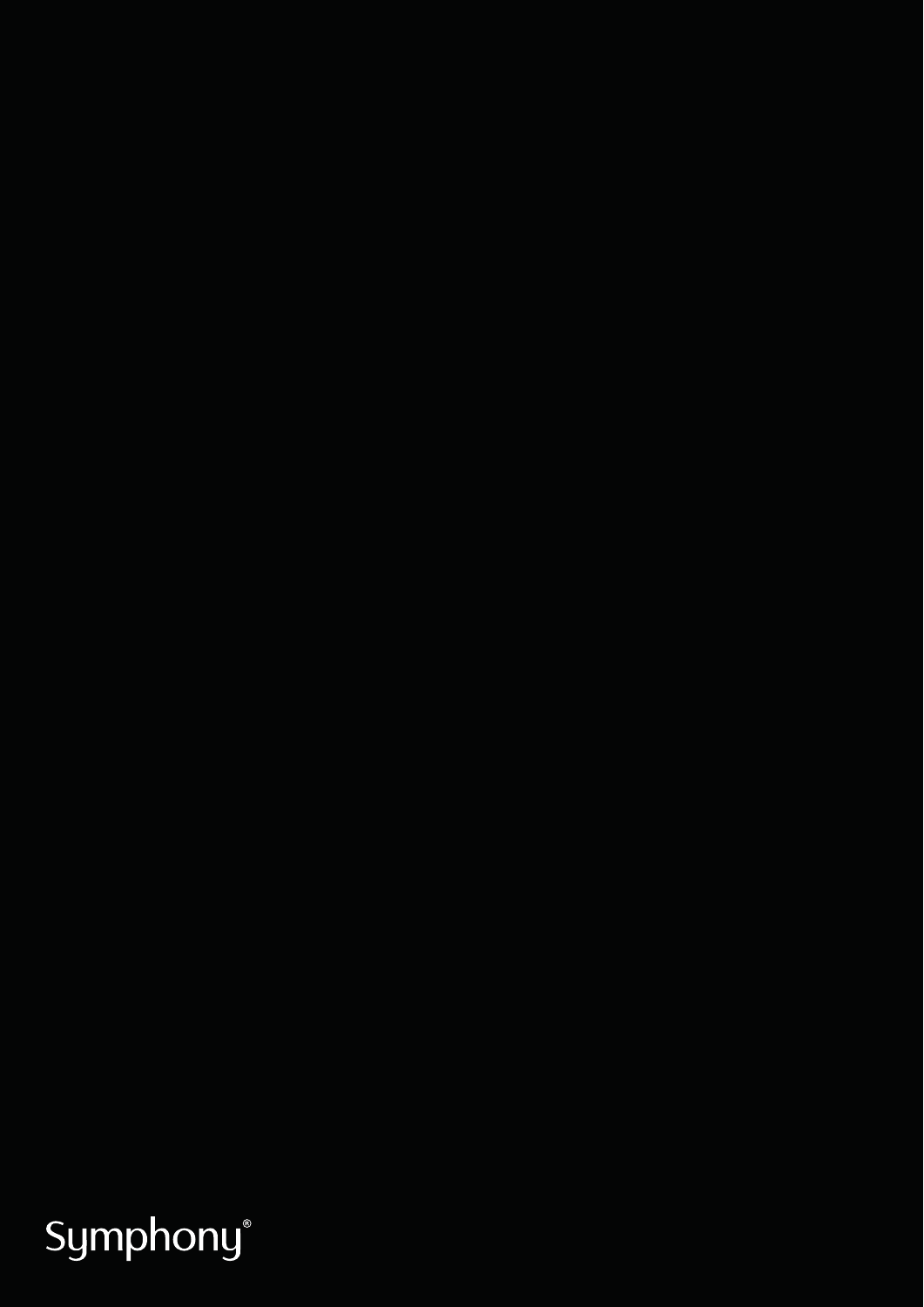Symphony®